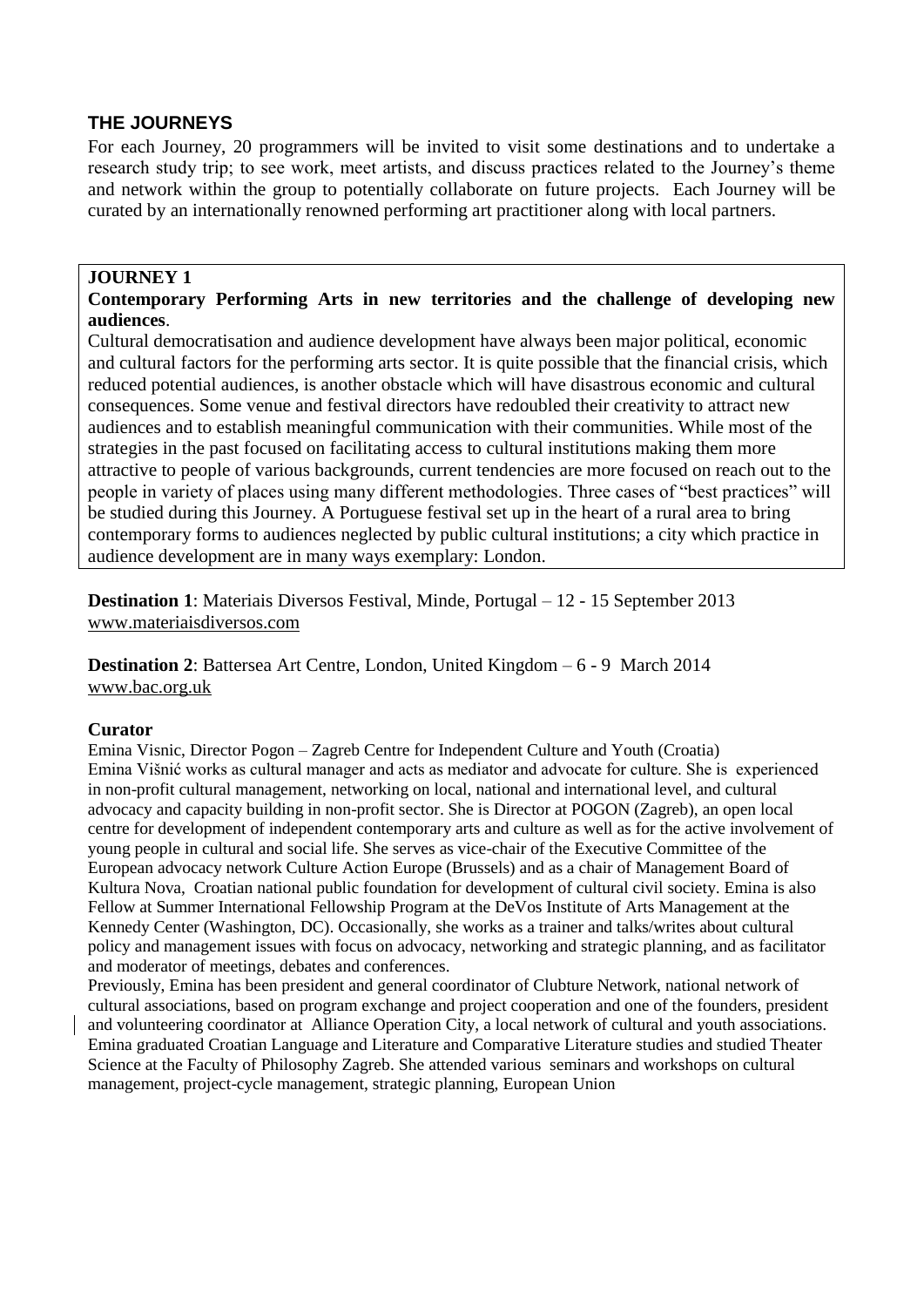## THE JOURNEYS

For each Journey, 20 programmers will be invited to visit some destinations and to undertake a research study trip; to see work, meet artists, and discuss practices related to the Journey's theme and network within the group to potentially collaborate on future projects. Each Journey will be curated by an internationally renowned performing art practitioner along with local partners.

### JOURNEY 1

**Contemporary Performing Arts in new territories and the challenge of developing new audiences**.

Cultural democratisation and audience development have always been major political, economic and cultural factors for the performing arts sector. It is quite possible that the financial crisis, which reduced potential audiences, is another obstacle which will have disastrous economic and cultural consequences. Some venue and festival directors have redoubled their creativity to attract new audiences and to establish meaningful communication with their communities. While most of the strategies in the past focused on facilitating access to cultural institutions making them more attractive to people of various backgrounds, current tendencies are more focused on reach out to the people in variety of places using many different methodologies. Three cases of "best practices" will be studied during this Journey. A Portuguese festival set up in the heart of a rural area to bring contemporary forms to audiences neglected by public cultural institutions; a city which practice in audience development are in many ways exemplary: London.

**Destination 1**: Materiais Diversos Festival, Minde, Portugal – 12 - 15 September 2013
www.materiaisdiversos.com

**Destination 2**: Battersea Art Centre, London, United Kingdom – 6 - 9 March 2014
www.bac.org.uk

**Curator**

Emina Visnic, Director Pogon – Zagreb Centre for Independent Culture and Youth (Croatia)
Emina Višnić works as cultural manager and acts as mediator and advocate for culture. She is experienced in non-profit cultural management, networking on local, national and international level, and cultural advocacy and capacity building in non-profit sector. She is Director at POGON (Zagreb), an open local centre for development of independent contemporary arts and culture as well as for the active involvement of young people in cultural and social life. She serves as vice-chair of the Executive Committee of the European advocacy network Culture Action Europe (Brussels) and as a chair of Management Board of Kultura Nova, Croatian national public foundation for development of cultural civil society. Emina is also Fellow at Summer International Fellowship Program at the DeVos Institute of Arts Management at the Kennedy Center (Washington, DC). Occasionally, she works as a trainer and talks/writes about cultural policy and management issues with focus on advocacy, networking and strategic planning, and as facilitator and moderator of meetings, debates and conferences.

Previously, Emina has been president and general coordinator of Clubture Network, national network of cultural associations, based on program exchange and project cooperation and one of the founders, president and volunteering coordinator at Alliance Operation City, a local network of cultural and youth associations. Emina graduated Croatian Language and Literature and Comparative Literature studies and studied Theater Science at the Faculty of Philosophy Zagreb. She attended various seminars and workshops on cultural management, project-cycle management, strategic planning, European Union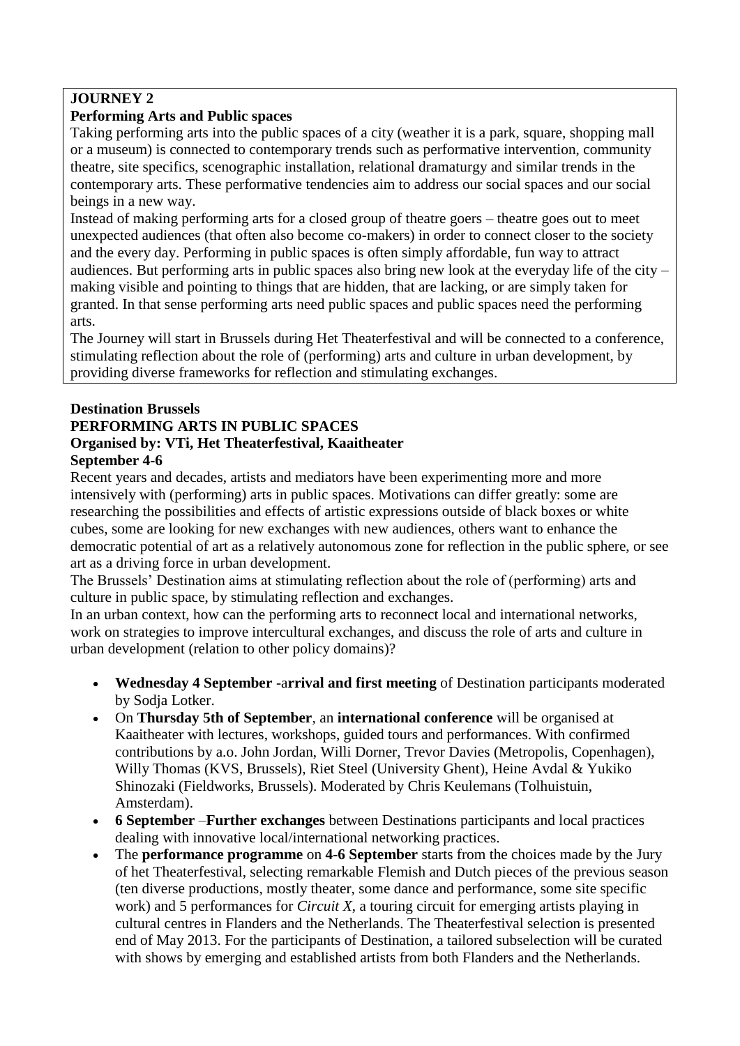**JOURNEY 2**

**Performing Arts and Public spaces**

Taking performing arts into the public spaces of a city (weather it is a park, square, shopping mall or a museum) is connected to contemporary trends such as performative intervention, community theatre, site specifics, scenographic installation, relational dramaturgy and similar trends in the contemporary arts. These performative tendencies aim to address our social spaces and our social beings in a new way.

Instead of making performing arts for a closed group of theatre goers – theatre goes out to meet unexpected audiences (that often also become co-makers) in order to connect closer to the society and the every day. Performing in public spaces is often simply affordable, fun way to attract audiences. But performing arts in public spaces also bring new look at the everyday life of the city – making visible and pointing to things that are hidden, that are lacking, or are simply taken for granted. In that sense performing arts need public spaces and public spaces need the performing arts.

The Journey will start in Brussels during Het Theaterfestival and will be connected to a conference, stimulating reflection about the role of (performing) arts and culture in urban development, by providing diverse frameworks for reflection and stimulating exchanges.

**Destination Brussels**

**PERFORMING ARTS IN PUBLIC SPACES**

**Organised by: VTi, Het Theaterfestival, Kaaitheater**

**September 4-6**

Recent years and decades, artists and mediators have been experimenting more and more intensively with (performing) arts in public spaces. Motivations can differ greatly: some are researching the possibilities and effects of artistic expressions outside of black boxes or white cubes, some are looking for new exchanges with new audiences, others want to enhance the democratic potential of art as a relatively autonomous zone for reflection in the public sphere, or see art as a driving force in urban development.

The Brussels' Destination aims at stimulating reflection about the role of (performing) arts and culture in public space, by stimulating reflection and exchanges.

In an urban context, how can the performing arts to reconnect local and international networks, work on strategies to improve intercultural exchanges, and discuss the role of arts and culture in urban development (relation to other policy domains)?

- **Wednesday 4 September** -a**rrival and first meeting** of Destination participants moderated by Sodja Lotker.
- On **Thursday 5th of September**, an **international conference** will be organised at Kaaitheater with lectures, workshops, guided tours and performances. With confirmed contributions by a.o. John Jordan, Willi Dorner, Trevor Davies (Metropolis, Copenhagen), Willy Thomas (KVS, Brussels), Riet Steel (University Ghent), Heine Avdal & Yukiko Shinozaki (Fieldworks, Brussels). Moderated by Chris Keulemans (Tolhuistuin, Amsterdam).
- **6 September** –**Further exchanges** between Destinations participants and local practices dealing with innovative local/international networking practices.
- The **performance programme** on **4-6 September** starts from the choices made by the Jury of het Theaterfestival, selecting remarkable Flemish and Dutch pieces of the previous season (ten diverse productions, mostly theater, some dance and performance, some site specific work) and 5 performances for *Circuit X*, a touring circuit for emerging artists playing in cultural centres in Flanders and the Netherlands. The Theaterfestival selection is presented end of May 2013. For the participants of Destination, a tailored subselection will be curated with shows by emerging and established artists from both Flanders and the Netherlands.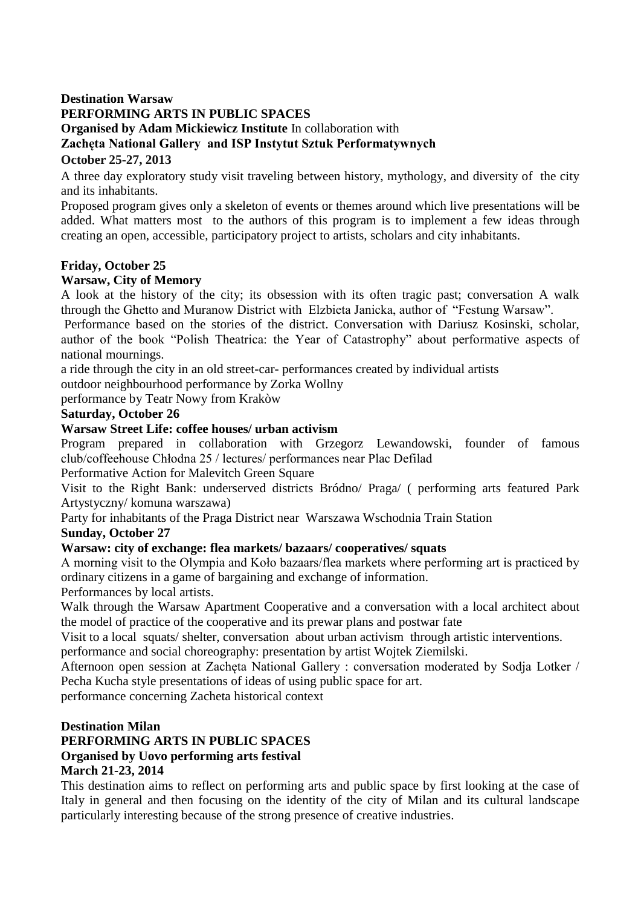**Destination Warsaw**

**PERFORMING ARTS IN PUBLIC SPACES**

**Organised by Adam Mickiewicz Institute** In collaboration with

**Zachęta National Gallery and ISP Instytut Sztuk Performatywnych**

**October 25-27, 2013**

A three day exploratory study visit traveling between history, mythology, and diversity of the city and its inhabitants.

Proposed program gives only a skeleton of events or themes around which live presentations will be added. What matters most to the authors of this program is to implement a few ideas through creating an open, accessible, participatory project to artists, scholars and city inhabitants.

**Friday, October 25**

**Warsaw, City of Memory**

A look at the history of the city; its obsession with its often tragic past; conversation A walk through the Ghetto and Muranow District with Elzbieta Janicka, author of "Festung Warsaw".

Performance based on the stories of the district. Conversation with Dariusz Kosinski, scholar, author of the book "Polish Theatrica: the Year of Catastrophy" about performative aspects of national mournings.

a ride through the city in an old street-car- performances created by individual artists

outdoor neighbourhood performance by Zorka Wollny

performance by Teatr Nowy from Krakòw

**Saturday, October 26**

**Warsaw Street Life: coffee houses/ urban activism**

Program prepared in collaboration with Grzegorz Lewandowski, founder of famous club/coffeehouse Chłodna 25 / lectures/ performances near Plac Defilad

Performative Action for Malevitch Green Square

Visit to the Right Bank: underserved districts Bródno/ Praga/ ( performing arts featured Park Artystyczny/ komuna warszawa)

Party for inhabitants of the Praga District near Warszawa Wschodnia Train Station

**Sunday, October 27**

**Warsaw: city of exchange: flea markets/ bazaars/ cooperatives/ squats**

A morning visit to the Olympia and Koło bazaars/flea markets where performing art is practiced by ordinary citizens in a game of bargaining and exchange of information.

Performances by local artists.

Walk through the Warsaw Apartment Cooperative and a conversation with a local architect about the model of practice of the cooperative and its prewar plans and postwar fate

Visit to a local squats/ shelter, conversation about urban activism through artistic interventions.

performance and social choreography: presentation by artist Wojtek Ziemilski.

Afternoon open session at Zachęta National Gallery : conversation moderated by Sodja Lotker / Pecha Kucha style presentations of ideas of using public space for art.

performance concerning Zacheta historical context

**Destination Milan**

**PERFORMING ARTS IN PUBLIC SPACES**

**Organised by Uovo performing arts festival**

**March 21-23, 2014**

This destination aims to reflect on performing arts and public space by first looking at the case of Italy in general and then focusing on the identity of the city of Milan and its cultural landscape particularly interesting because of the strong presence of creative industries.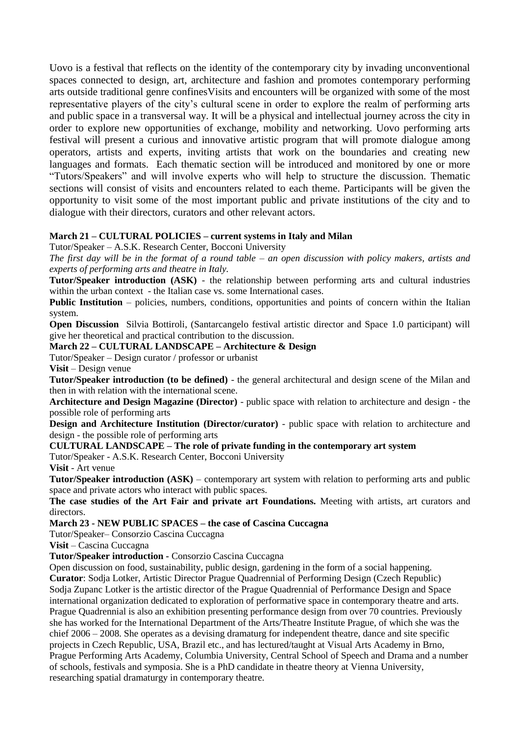Uovo is a festival that reflects on the identity of the contemporary city by invading unconventional spaces connected to design, art, architecture and fashion and promotes contemporary performing arts outside traditional genre confinesVisits and encounters will be organized with some of the most representative players of the city's cultural scene in order to explore the realm of performing arts and public space in a transversal way. It will be a physical and intellectual journey across the city in order to explore new opportunities of exchange, mobility and networking. Uovo performing arts festival will present a curious and innovative artistic program that will promote dialogue among operators, artists and experts, inviting artists that work on the boundaries and creating new languages and formats. Each thematic section will be introduced and monitored by one or more "Tutors/Speakers" and will involve experts who will help to structure the discussion. Thematic sections will consist of visits and encounters related to each theme. Participants will be given the opportunity to visit some of the most important public and private institutions of the city and to dialogue with their directors, curators and other relevant actors.

**March 21 – CULTURAL POLICIES – current systems in Italy and Milan**

Tutor/Speaker – A.S.K. Research Center, Bocconi University

*The first day will be in the format of a round table – an open discussion with policy makers, artists and experts of performing arts and theatre in Italy.*

**Tutor/Speaker introduction (ASK)** - the relationship between performing arts and cultural industries within the urban context - the Italian case vs. some International cases.

**Public Institution** – policies, numbers, conditions, opportunities and points of concern within the Italian system.

**Open Discussion** Silvia Bottiroli, (Santarcangelo festival artistic director and Space 1.0 participant) will give her theoretical and practical contribution to the discussion.

**March 22 – CULTURAL LANDSCAPE – Architecture & Design**

Tutor/Speaker – Design curator / professor or urbanist

**Visit** – Design venue

**Tutor/Speaker introduction (to be defined)** - the general architectural and design scene of the Milan and then in with relation with the international scene.

**Architecture and Design Magazine (Director)** - public space with relation to architecture and design - the possible role of performing arts

**Design and Architecture Institution (Director/curator)** - public space with relation to architecture and design - the possible role of performing arts

**CULTURAL LANDSCAPE – The role of private funding in the contemporary art system**

Tutor/Speaker - A.S.K. Research Center, Bocconi University

**Visit** - Art venue

**Tutor/Speaker introduction (ASK)** – contemporary art system with relation to performing arts and public space and private actors who interact with public spaces.

**The case studies of the Art Fair and private art Foundations.** Meeting with artists, art curators and directors.

**March 23 - NEW PUBLIC SPACES – the case of Cascina Cuccagna**

Tutor/Speaker– Consorzio Cascina Cuccagna

**Visit** – Cascina Cuccagna

**Tutor/Speaker introduction -** Consorzio Cascina Cuccagna

Open discussion on food, sustainability, public design, gardening in the form of a social happening.

**Curator**: Sodja Lotker, Artistic Director Prague Quadrennial of Performing Design (Czech Republic)

Sodja Zupanc Lotker is the artistic director of the Prague Quadrennial of Performance Design and Space international organization dedicated to exploration of performative space in contemporary theatre and arts. Prague Quadrennial is also an exhibition presenting performance design from over 70 countries. Previously she has worked for the International Department of the Arts/Theatre Institute Prague, of which she was the chief 2006 – 2008. She operates as a devising dramaturg for independent theatre, dance and site specific projects in Czech Republic, USA, Brazil etc., and has lectured/taught at Visual Arts Academy in Brno, Prague Performing Arts Academy, Columbia University, Central School of Speech and Drama and a number of schools, festivals and symposia. She is a PhD candidate in theatre theory at Vienna University, researching spatial dramaturgy in contemporary theatre.